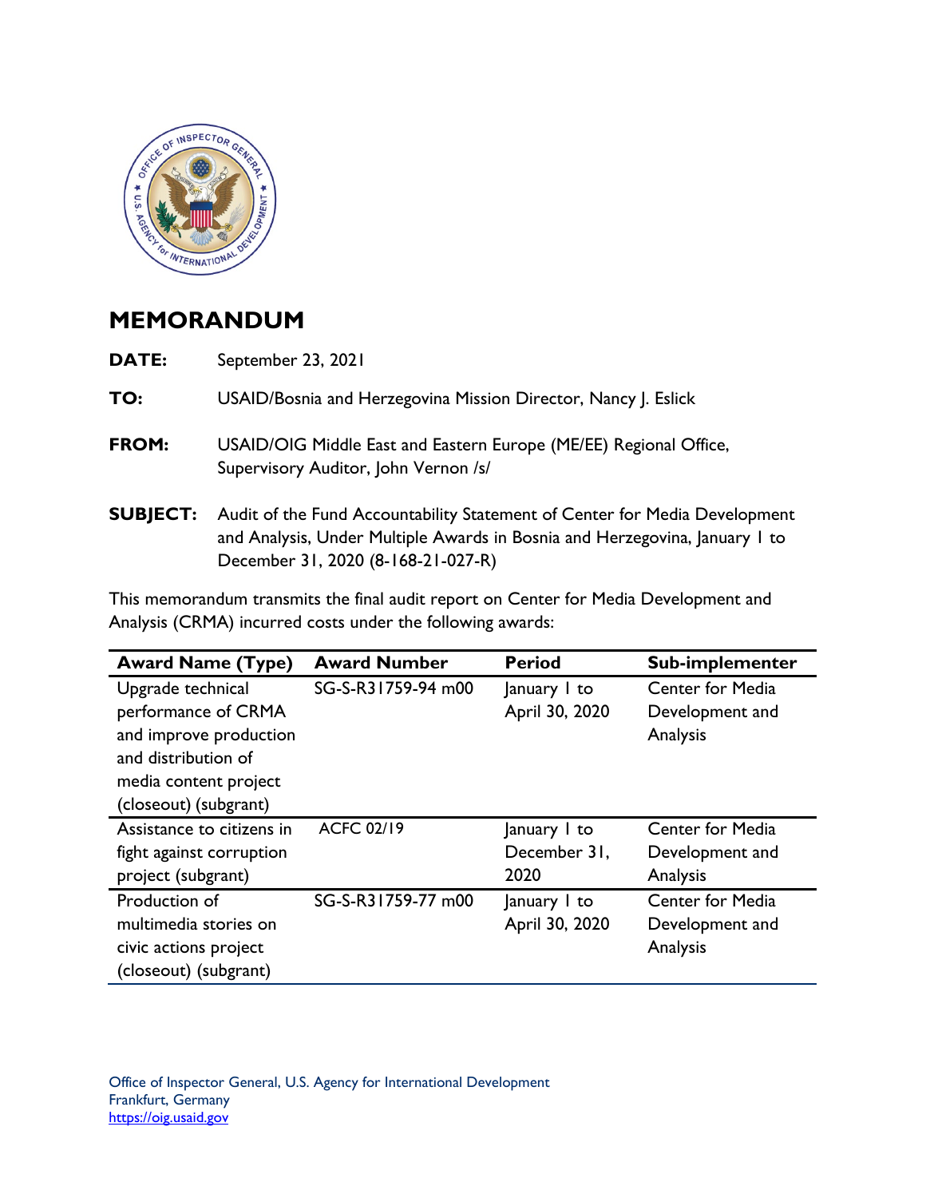# MEMORANDUM

**DATE:** September 23, 2021

**TO:** USAID/Bosnia and Herzegovina Mission Director, Nancy J. Eslick

**FROM:** USAID/OIG Middle East and Eastern Europe (ME/EE) Regional Office, Supervisory Auditor, John Vernon /s/

**SUBJECT:** Audit of the Fund Accountability Statement of Center for Media Development and Analysis, Under Multiple Awards in Bosnia and Herzegovina, January 1 to December 31, 2020 (8-168-21-027-R)

This memorandum transmits the final audit report on Center for Media Development and Analysis (CRMA) incurred costs under the following awards:

| Award Name (Type) | Award Number | Period | Sub-implementer |
|---|---|---|---|
| Upgrade technical performance of CRMA and improve production and distribution of media content project (closeout) (subgrant) | SG-S-R31759-94 m00 | January 1 to April 30, 2020 | Center for Media Development and Analysis |
| Assistance to citizens in fight against corruption project (subgrant) | ACFC 02/19 | January 1 to December 31, 2020 | Center for Media Development and Analysis |
| Production of multimedia stories on civic actions project (closeout) (subgrant) | SG-S-R31759-77 m00 | January 1 to April 30, 2020 | Center for Media Development and Analysis |

Office of Inspector General, U.S. Agency for International Development
Frankfurt, Germany
https://oig.usaid.gov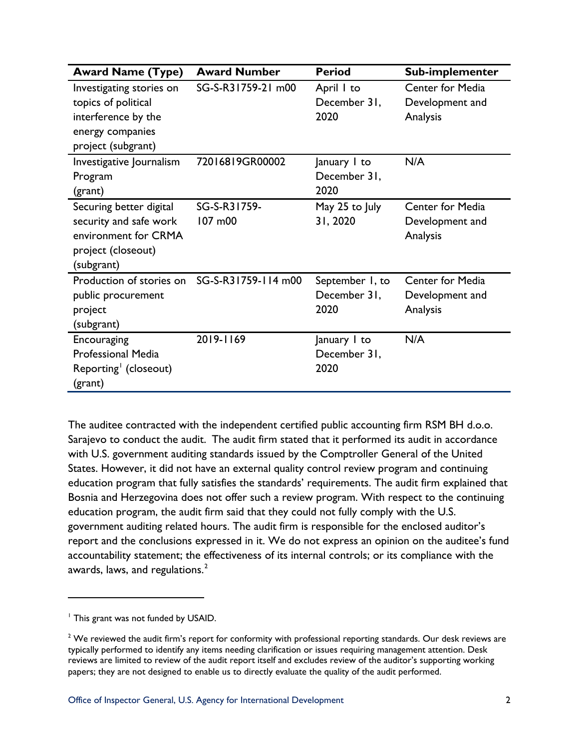| Award Name (Type) | Award Number | Period | Sub-implementer |
| --- | --- | --- | --- |
| Investigating stories on topics of political interference by the energy companies project (subgrant) | SG-S-R31759-21 m00 | April 1 to December 31, 2020 | Center for Media Development and Analysis |
| Investigative Journalism Program (grant) | 72016819GR00002 | January 1 to December 31, 2020 | N/A |
| Securing better digital security and safe work environment for CRMA project (closeout) (subgrant) | SG-S-R31759-107 m00 | May 25 to July 31, 2020 | Center for Media Development and Analysis |
| Production of stories on public procurement project (subgrant) | SG-S-R31759-114 m00 | September 1, to December 31, 2020 | Center for Media Development and Analysis |
| Encouraging Professional Media Reporting[1] (closeout) (grant) | 2019-1169 | January 1 to December 31, 2020 | N/A |

The auditee contracted with the independent certified public accounting firm RSM BH d.o.o. Sarajevo to conduct the audit. The audit firm stated that it performed its audit in accordance with U.S. government auditing standards issued by the Comptroller General of the United States. However, it did not have an external quality control review program and continuing education program that fully satisfies the standards' requirements. The audit firm explained that Bosnia and Herzegovina does not offer such a review program. With respect to the continuing education program, the audit firm said that they could not fully comply with the U.S. government auditing related hours. The audit firm is responsible for the enclosed auditor's report and the conclusions expressed in it. We do not express an opinion on the auditee's fund accountability statement; the effectiveness of its internal controls; or its compliance with the awards, laws, and regulations.[2]

---

[1] This grant was not funded by USAID.

[2] We reviewed the audit firm's report for conformity with professional reporting standards. Our desk reviews are typically performed to identify any items needing clarification or issues requiring management attention. Desk reviews are limited to review of the audit report itself and excludes review of the auditor's supporting working papers; they are not designed to enable us to directly evaluate the quality of the audit performed.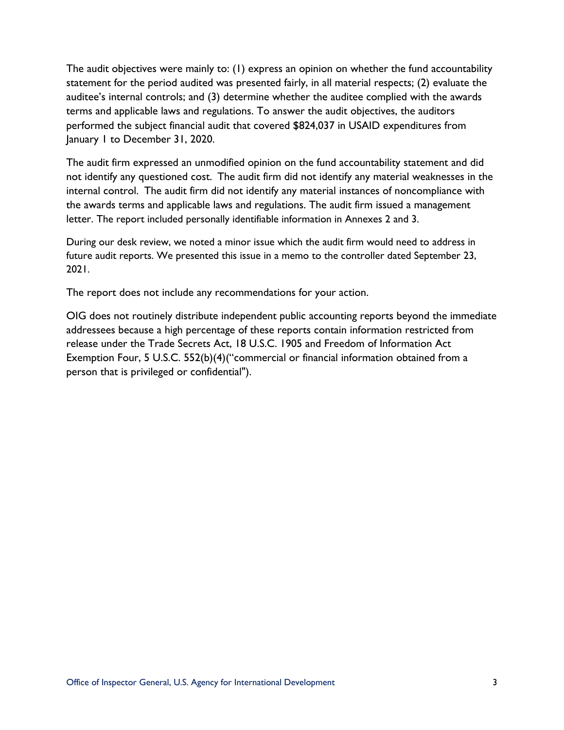The audit objectives were mainly to: (1) express an opinion on whether the fund accountability statement for the period audited was presented fairly, in all material respects; (2) evaluate the auditee's internal controls; and (3) determine whether the auditee complied with the awards terms and applicable laws and regulations. To answer the audit objectives, the auditors performed the subject financial audit that covered $824,037 in USAID expenditures from January 1 to December 31, 2020.

The audit firm expressed an unmodified opinion on the fund accountability statement and did not identify any questioned cost. The audit firm did not identify any material weaknesses in the internal control. The audit firm did not identify any material instances of noncompliance with the awards terms and applicable laws and regulations. The audit firm issued a management letter. The report included personally identifiable information in Annexes 2 and 3.

During our desk review, we noted a minor issue which the audit firm would need to address in future audit reports. We presented this issue in a memo to the controller dated September 23, 2021.

The report does not include any recommendations for your action.

OIG does not routinely distribute independent public accounting reports beyond the immediate addressees because a high percentage of these reports contain information restricted from release under the Trade Secrets Act, 18 U.S.C. 1905 and Freedom of Information Act Exemption Four, 5 U.S.C. 552(b)(4)("commercial or financial information obtained from a person that is privileged or confidential").